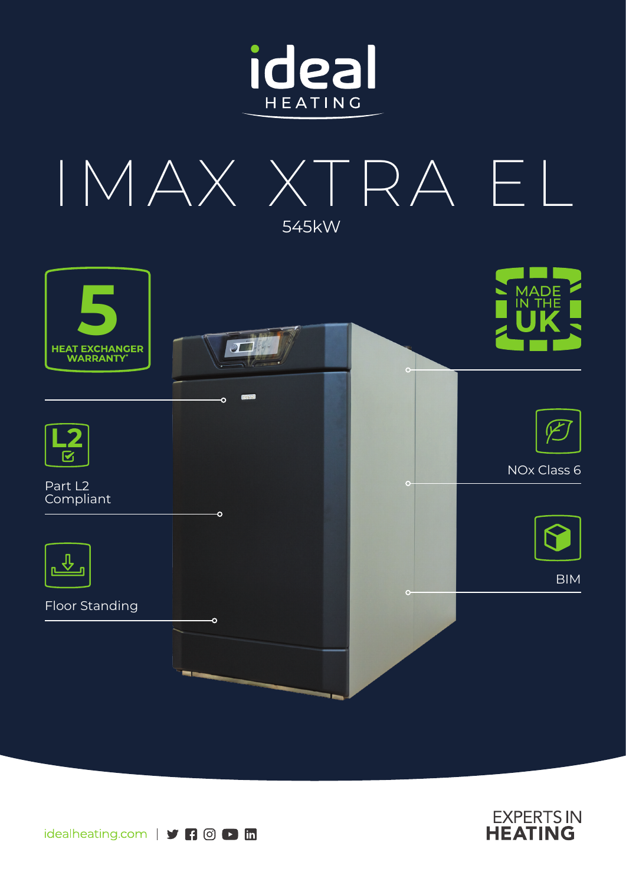# ideal HEATING

# IMAX XTRA EL

545kW

5 HEAT EXCHANGER WARRANTY*

MADE IN THE UK

Part L2 Compliant

NOx Class 6

Floor Standing

BIM

idealheating.com

EXPERTS IN HEATING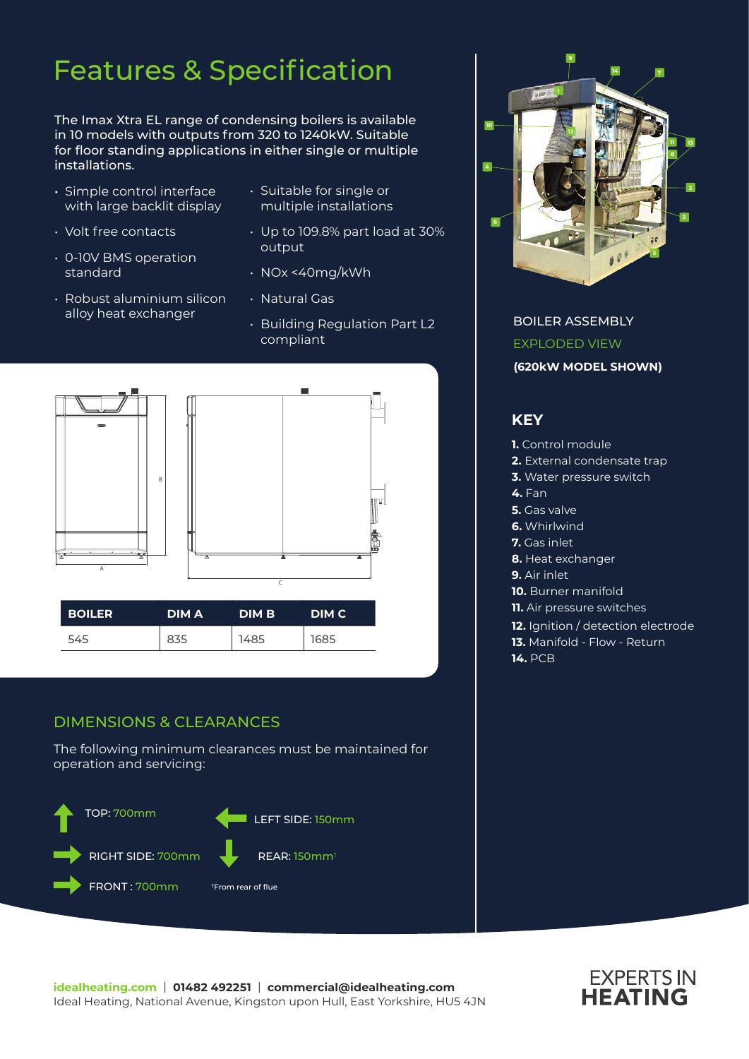# Features & Specification

The Imax Xtra EL range of condensing boilers is available in 10 models with outputs from 320 to 1240kW. Suitable for floor standing applications in either single or multiple installations.

- Simple control interface with large backlit display
- Volt free contacts
- 0-10V BMS operation standard
- Robust aluminium silicon alloy heat exchanger
- Suitable for single or multiple installations
- Up to 109.8% part load at 30% output
- NOx <40mg/kWh
- Natural Gas
- Building Regulation Part L2 compliant

| BOILER | DIM A | DIM B | DIM C |
|---|---|---|---|
| 545 | 835 | 1485 | 1685 |

## DIMENSIONS & CLEARANCES

The following minimum clearances must be maintained for operation and servicing:

- TOP: 700mm
- LEFT SIDE: 150mm
- RIGHT SIDE: 700mm
- REAR: 150mm†
- FRONT: 700mm

†From rear of flue

BOILER ASSEMBLY

EXPLODED VIEW

**(620kW MODEL SHOWN)**

## KEY

**1.** Control module
**2.** External condensate trap
**3.** Water pressure switch
**4.** Fan
**5.** Gas valve
**6.** Whirlwind
**7.** Gas inlet
**8.** Heat exchanger
**9.** Air inlet
**10.** Burner manifold
**11.** Air pressure switches
**12.** Ignition / detection electrode
**13.** Manifold - Flow - Return
**14.** PCB

**idealheating.com** | **01482 492251** | **commercial@idealheating.com**
Ideal Heating, National Avenue, Kingston upon Hull, East Yorkshire, HU5 4JN

EXPERTS IN **HEATING**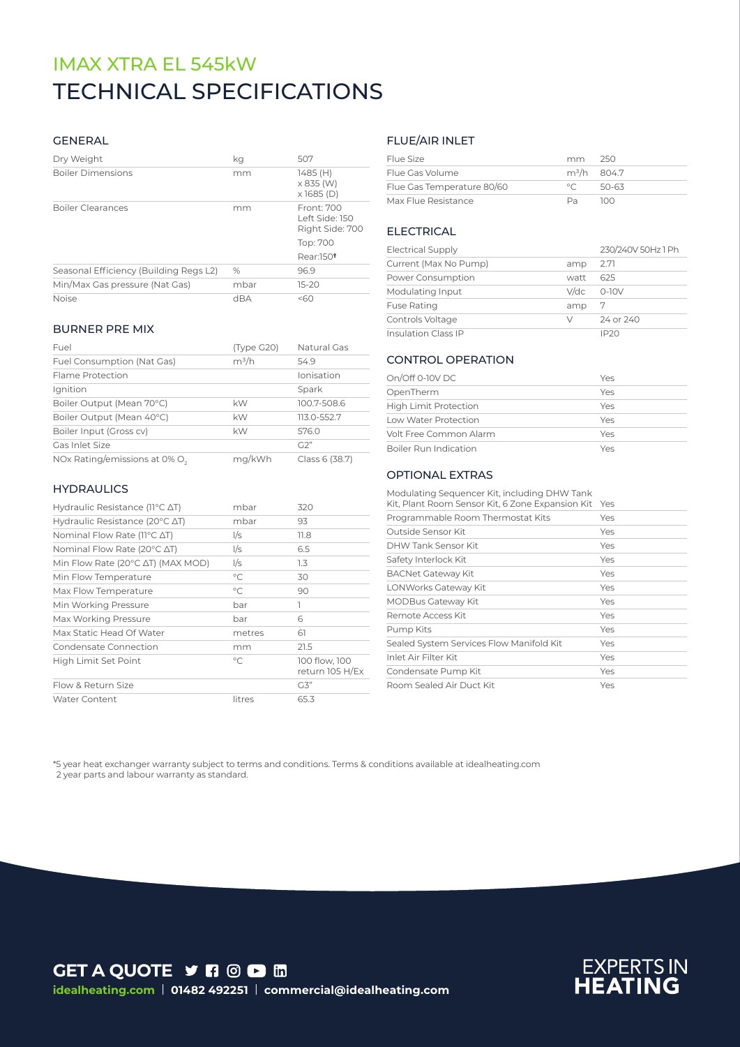# IMAX XTRA EL 545kW
# TECHNICAL SPECIFICATIONS

## GENERAL

| | | |
|---|---|---|
| Dry Weight | kg | 507 |
| Boiler Dimensions | mm | 1485 (H) x 835 (W) x 1685 (D) |
| Boiler Clearances | mm | Front: 700 Left Side: 150 Right Side: 700 Top: 700 Rear:150† |
| Seasonal Efficiency (Building Regs L2) | % | 96.9 |
| Min/Max Gas pressure (Nat Gas) | mbar | 15-20 |
| Noise | dBA | <60 |

## BURNER PRE MIX

| | | |
|---|---|---|
| Fuel | (Type G20) | Natural Gas |
| Fuel Consumption (Nat Gas) | $m^3/h$ | 54.9 |
| Flame Protection | | Ionisation |
| Ignition | | Spark |
| Boiler Output (Mean 70°C) | kW | 100.7-508.6 |
| Boiler Output (Mean 40°C) | kW | 113.0-552.7 |
| Boiler Input (Gross cv) | kW | 576.0 |
| Gas Inlet Size | | G2" |
| NOx Rating/emissions at 0% $O_2$ | mg/kWh | Class 6 (38.7) |

## HYDRAULICS

| | | |
|---|---|---|
| Hydraulic Resistance (11°C ΔT) | mbar | 320 |
| Hydraulic Resistance (20°C ΔT) | mbar | 93 |
| Nominal Flow Rate (11°C ΔT) | l/s | 11.8 |
| Nominal Flow Rate (20°C ΔT) | l/s | 6.5 |
| Min Flow Rate (20°C ΔT) (MAX MOD) | l/s | 1.3 |
| Min Flow Temperature | °C | 30 |
| Max Flow Temperature | °C | 90 |
| Min Working Pressure | bar | 1 |
| Max Working Pressure | bar | 6 |
| Max Static Head Of Water | metres | 61 |
| Condensate Connection | mm | 21.5 |
| High Limit Set Point | °C | 100 flow, 100 return 105 H/Ex |
| Flow & Return Size | | G3" |
| Water Content | litres | 65.3 |

## FLUE/AIR INLET

| | | |
|---|---|---|
| Flue Size | mm | 250 |
| Flue Gas Volume | $m^3/h$ | 804.7 |
| Flue Gas Temperature 80/60 | °C | 50-63 |
| Max Flue Resistance | Pa | 100 |

## ELECTRICAL

| | | |
|---|---|---|
| Electrical Supply | | 230/240V 50Hz 1 Ph |
| Current (Max No Pump) | amp | 2.71 |
| Power Consumption | watt | 625 |
| Modulating Input | V/dc | 0-10V |
| Fuse Rating | amp | 7 |
| Controls Voltage | V | 24 or 240 |
| Insulation Class IP | | IP20 |

## CONTROL OPERATION

| | |
|---|---|
| On/Off 0-10V DC | Yes |
| OpenTherm | Yes |
| High Limit Protection | Yes |
| Low Water Protection | Yes |
| Volt Free Common Alarm | Yes |
| Boiler Run Indication | Yes |

## OPTIONAL EXTRAS

| | |
|---|---|
| Modulating Sequencer Kit, including DHW Tank Kit, Plant Room Sensor Kit, 6 Zone Expansion Kit | Yes |
| Programmable Room Thermostat Kits | Yes |
| Outside Sensor Kit | Yes |
| DHW Tank Sensor Kit | Yes |
| Safety Interlock Kit | Yes |
| BACNet Gateway Kit | Yes |
| LONWorks Gateway Kit | Yes |
| MODBus Gateway Kit | Yes |
| Remote Access Kit | Yes |
| Pump Kits | Yes |
| Sealed System Services Flow Manifold Kit | Yes |
| Inlet Air Filter Kit | Yes |
| Condensate Pump Kit | Yes |
| Room Sealed Air Duct Kit | Yes |

*5 year heat exchanger warranty subject to terms and conditions. Terms & conditions available at idealheating.com
2 year parts and labour warranty as standard.

**GET A QUOTE**

idealheating.com | 01482 492251 | commercial@idealheating.com

EXPERTS IN **HEATING**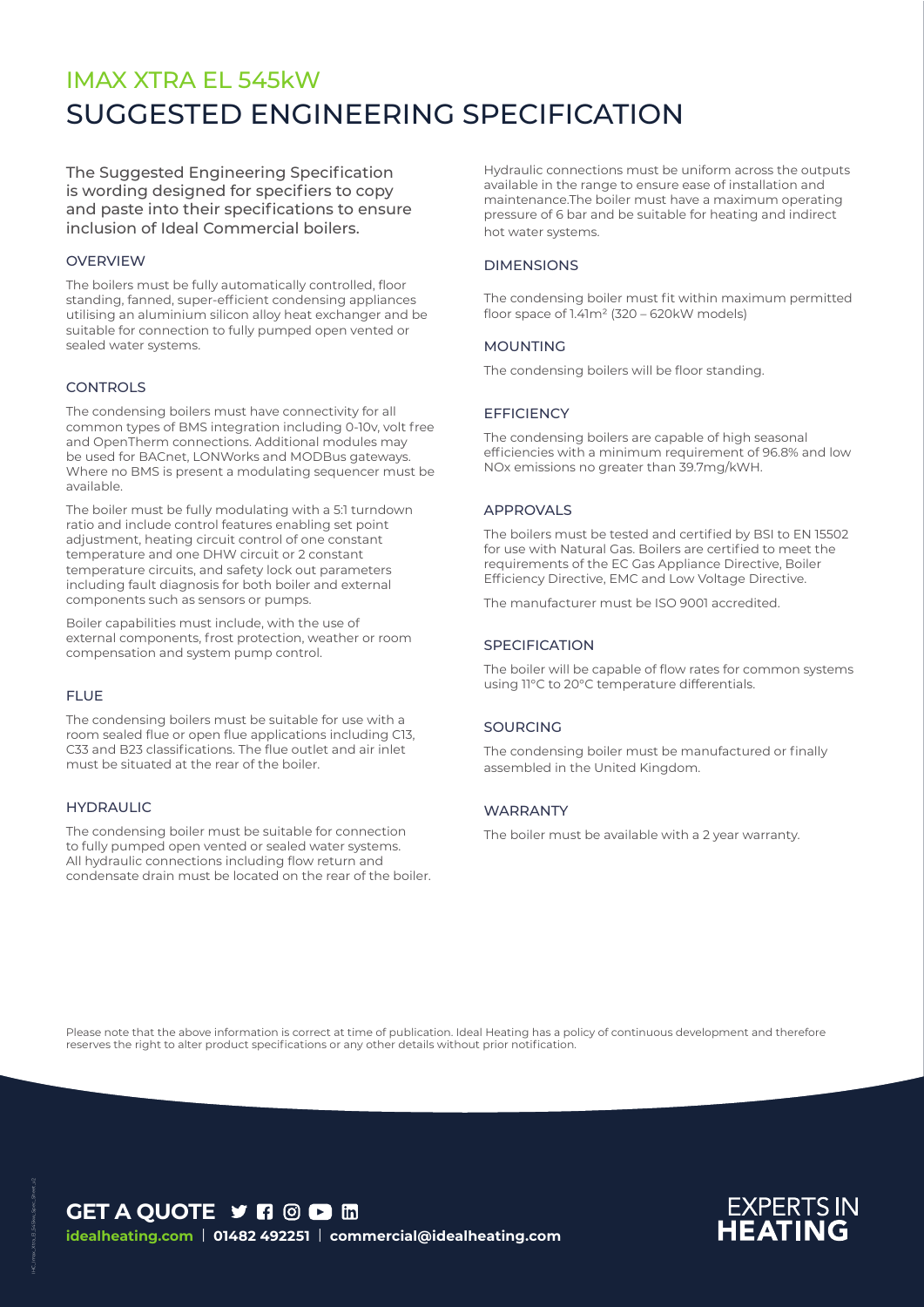# IMAX XTRA EL 545kW

# SUGGESTED ENGINEERING SPECIFICATION

The Suggested Engineering Specification is wording designed for specifiers to copy and paste into their specifications to ensure inclusion of Ideal Commercial boilers.

## OVERVIEW

The boilers must be fully automatically controlled, floor standing, fanned, super-efficient condensing appliances utilising an aluminium silicon alloy heat exchanger and be suitable for connection to fully pumped open vented or sealed water systems.

## CONTROLS

The condensing boilers must have connectivity for all common types of BMS integration including 0-10v, volt free and OpenTherm connections. Additional modules may be used for BACnet, LONWorks and MODBus gateways. Where no BMS is present a modulating sequencer must be available.

The boiler must be fully modulating with a 5:1 turndown ratio and include control features enabling set point adjustment, heating circuit control of one constant temperature and one DHW circuit or 2 constant temperature circuits, and safety lock out parameters including fault diagnosis for both boiler and external components such as sensors or pumps.

Boiler capabilities must include, with the use of external components, frost protection, weather or room compensation and system pump control.

## FLUE

The condensing boilers must be suitable for use with a room sealed flue or open flue applications including C13, C33 and B23 classifications. The flue outlet and air inlet must be situated at the rear of the boiler.

## HYDRAULIC

The condensing boiler must be suitable for connection to fully pumped open vented or sealed water systems. All hydraulic connections including flow return and condensate drain must be located on the rear of the boiler.

Hydraulic connections must be uniform across the outputs available in the range to ensure ease of installation and maintenance.The boiler must have a maximum operating pressure of 6 bar and be suitable for heating and indirect hot water systems.

## DIMENSIONS

The condensing boiler must fit within maximum permitted floor space of 1.41m² (320 – 620kW models)

## MOUNTING

The condensing boilers will be floor standing.

## EFFICIENCY

The condensing boilers are capable of high seasonal efficiencies with a minimum requirement of 96.8% and low NOx emissions no greater than 39.7mg/kWH.

## APPROVALS

The boilers must be tested and certified by BSI to EN 15502 for use with Natural Gas. Boilers are certified to meet the requirements of the EC Gas Appliance Directive, Boiler Efficiency Directive, EMC and Low Voltage Directive.

The manufacturer must be ISO 9001 accredited.

## SPECIFICATION

The boiler will be capable of flow rates for common systems using 11°C to 20°C temperature differentials.

## SOURCING

The condensing boiler must be manufactured or finally assembled in the United Kingdom.

## WARRANTY

The boiler must be available with a 2 year warranty.

Please note that the above information is correct at time of publication. Ideal Heating has a policy of continuous development and therefore reserves the right to alter product specifications or any other details without prior notification.

**GET A QUOTE**

**idealheating.com** | **01482 492251** | **commercial@idealheating.com**

**EXPERTS IN HEATING**